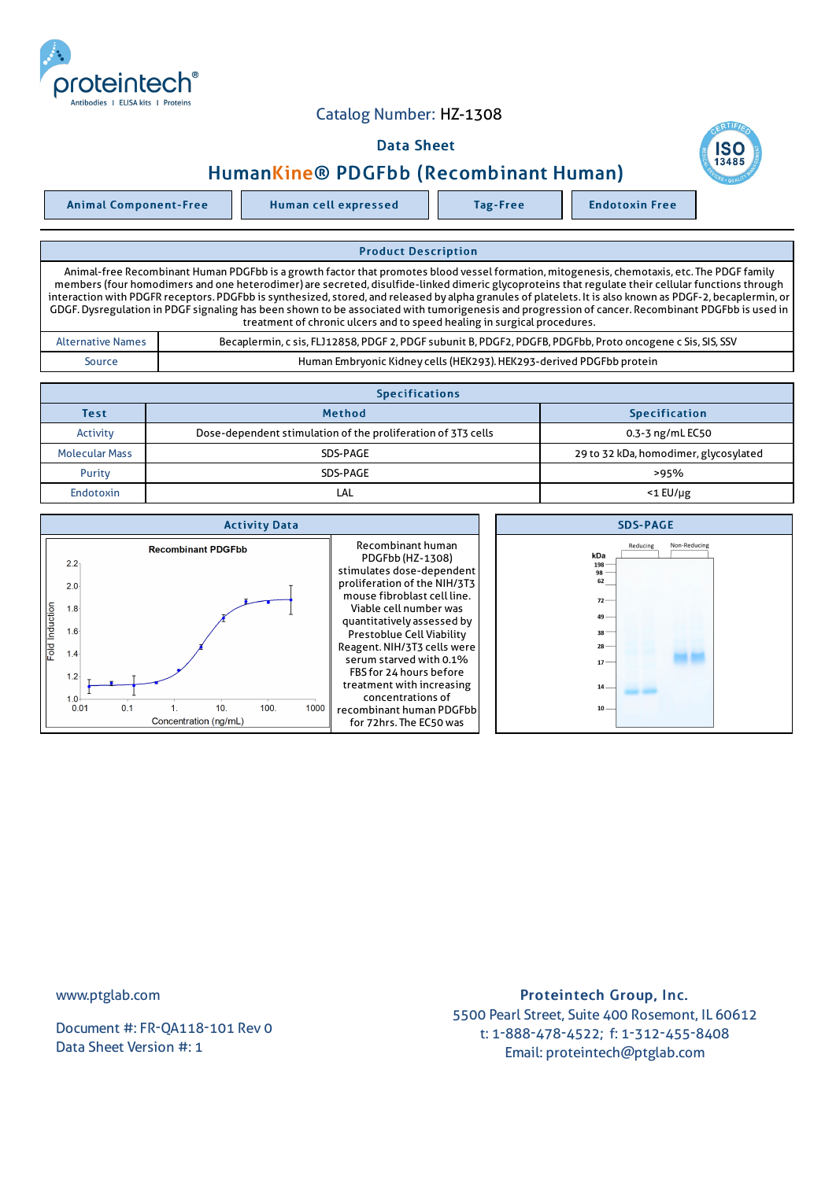Catalog Number: HZ-1308

Data Sheet

# HumanKine® PDGFbb (Recombinant Human)

| Animal Component-Free | Human cell expressed | Tag-Free | Endotoxin Free |
| --- | --- | --- | --- |

## Product Description

Animal-free Recombinant Human PDGFbb is a growth factor that promotes blood vessel formation, mitogenesis, chemotaxis, etc. The PDGF family members (four homodimers and one heterodimer) are secreted, disulfide-linked dimeric glycoproteins that regulate their cellular functions through interaction with PDGFR receptors. PDGFbb is synthesized, stored, and released by alpha granules of platelets. It is also known as PDGF-2, becaplermin, or GDGF. Dysregulation in PDGF signaling has been shown to be associated with tumorigenesis and progression of cancer. Recombinant PDGFbb is used in treatment of chronic ulcers and to speed healing in surgical procedures.

| | |
| --- | --- |
| Alternative Names | Becaplermin, c sis, FLJ12858, PDGF 2, PDGF subunit B, PDGF2, PDGFB, PDGFbb, Proto oncogene c Sis, SIS, SSV |
| Source | Human Embryonic Kidney cells (HEK293). HEK293-derived PDGFbb protein |

## Specifications

| Test | Method | Specification |
| --- | --- | --- |
| Activity | Dose-dependent stimulation of the proliferation of 3T3 cells | 0.3-3 ng/mL EC50 |
| Molecular Mass | SDS-PAGE | 29 to 32 kDa, homodimer, glycosylated |
| Purity | SDS-PAGE | >95% |
| Endotoxin | LAL | <1 EU/μg |

## Activity Data

Recombinant human PDGFbb (HZ-1308) stimulates dose-dependent proliferation of the NIH/3T3 mouse fibroblast cell line. Viable cell number was quantitatively assessed by Prestoblue Cell Viability Reagent. NIH/3T3 cells were serum starved with 0.1% FBS for 24 hours before treatment with increasing concentrations of recombinant human PDGFbb for 72hrs. The EC50 was

## SDS-PAGE

Proteintech Group, Inc.
5500 Pearl Street, Suite 400 Rosemont, IL 60612
t: 1-888-478-4522; f: 1-312-455-8408
Email: proteintech@ptglab.com

www.ptglab.com

Document #: FR-QA118-101 Rev 0
Data Sheet Version #: 1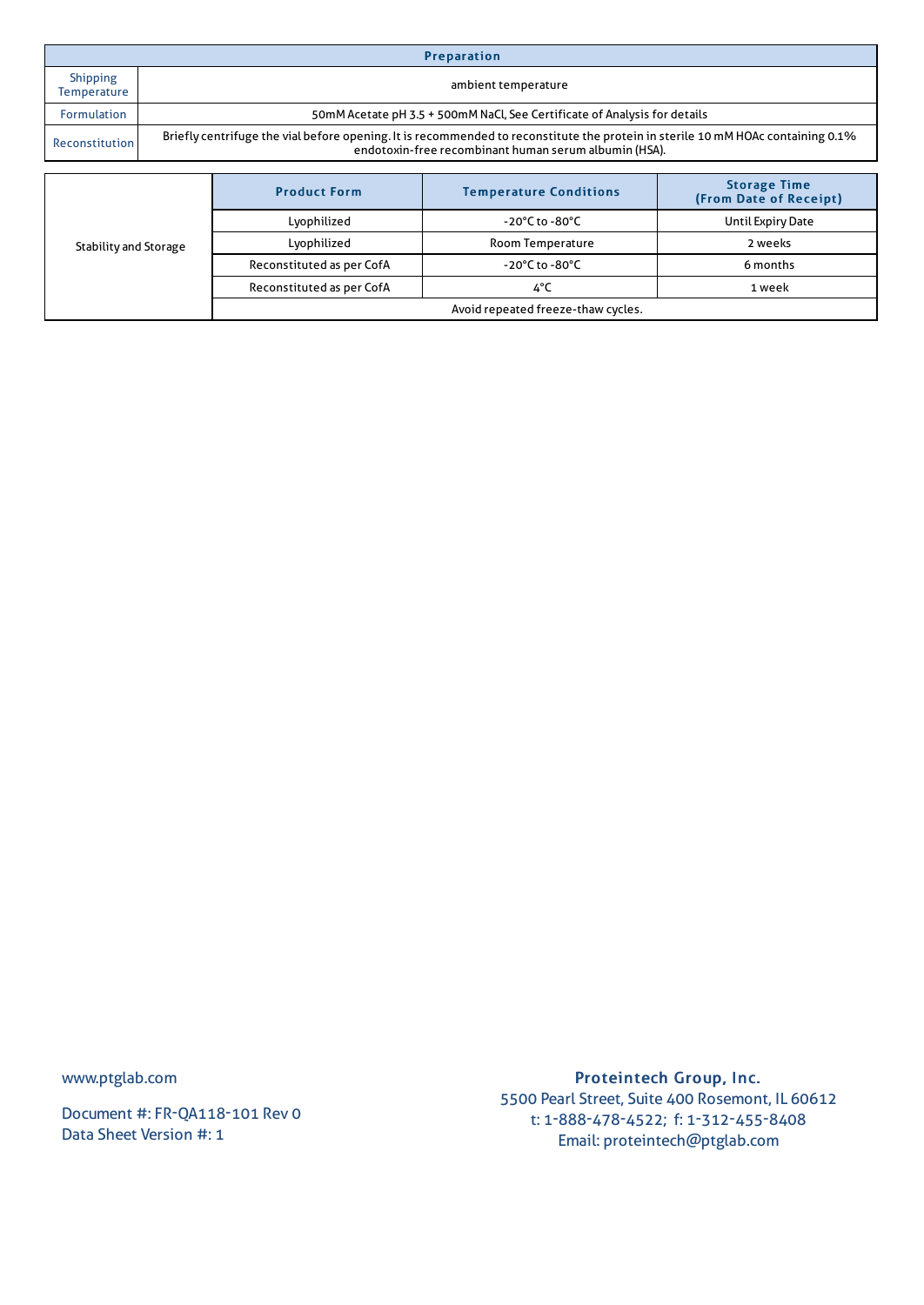| Preparation | |
|---|---|
| Shipping Temperature | ambient temperature |
| Formulation | 50mM Acetate pH 3.5 + 500mM NaCl, See Certificate of Analysis for details |
| Reconstitution | Briefly centrifuge the vial before opening. It is recommended to reconstitute the protein in sterile 10 mM HOAc containing 0.1% endotoxin-free recombinant human serum albumin (HSA). |

| | Product Form | Temperature Conditions | Storage Time (From Date of Receipt) |
|---|---|---|---|
| Stability and Storage | Lyophilized | -20°C to -80°C | Until Expiry Date |
| | Lyophilized | Room Temperature | 2 weeks |
| | Reconstituted as per CofA | -20°C to -80°C | 6 months |
| | Reconstituted as per CofA | 4°C | 1 week |
| | Avoid repeated freeze-thaw cycles. | | |

www.ptglab.com

Document #: FR-QA118-101 Rev 0
Data Sheet Version #: 1

**Proteintech Group, Inc.**
5500 Pearl Street, Suite 400 Rosemont, IL 60612
t: 1-888-478-4522; f: 1-312-455-8408
Email: proteintech@ptglab.com